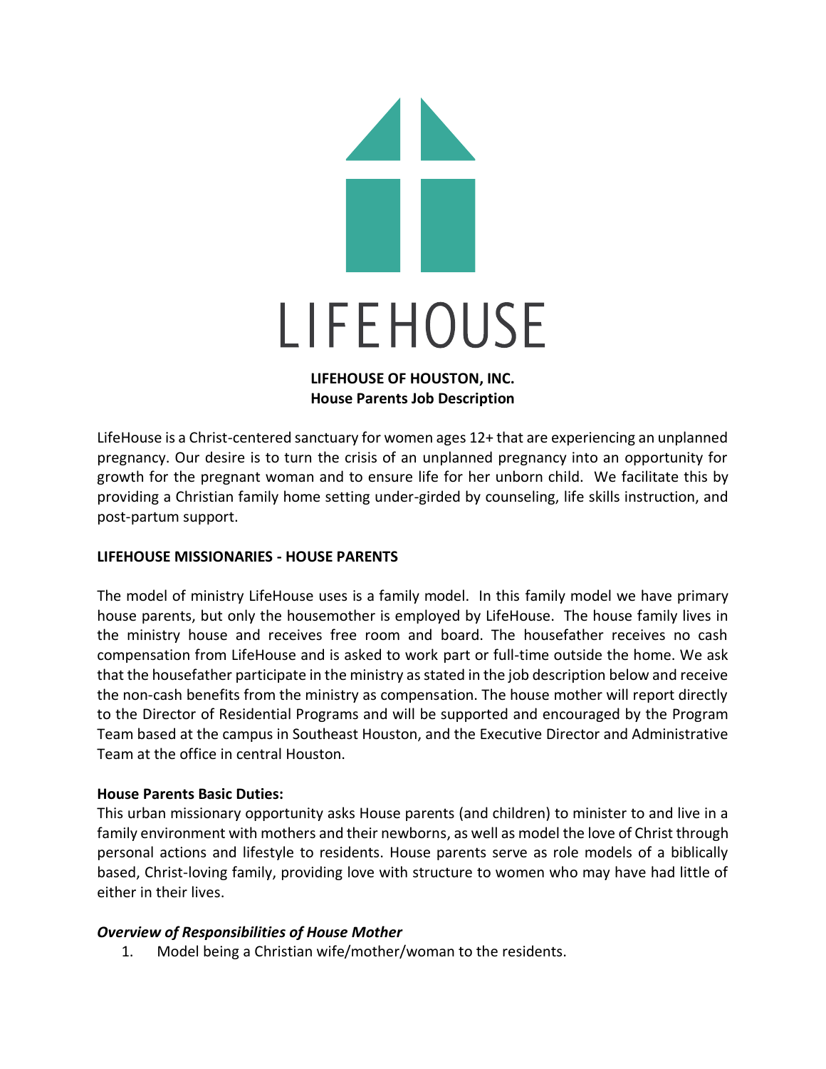LIFEHOUSE

**LIFEHOUSE OF HOUSTON, INC.**
**House Parents Job Description**

LifeHouse is a Christ-centered sanctuary for women ages 12+ that are experiencing an unplanned pregnancy. Our desire is to turn the crisis of an unplanned pregnancy into an opportunity for growth for the pregnant woman and to ensure life for her unborn child. We facilitate this by providing a Christian family home setting under-girded by counseling, life skills instruction, and post-partum support.

**LIFEHOUSE MISSIONARIES - HOUSE PARENTS**

The model of ministry LifeHouse uses is a family model. In this family model we have primary house parents, but only the housemother is employed by LifeHouse. The house family lives in the ministry house and receives free room and board. The housefather receives no cash compensation from LifeHouse and is asked to work part or full-time outside the home. We ask that the housefather participate in the ministry as stated in the job description below and receive the non-cash benefits from the ministry as compensation. The house mother will report directly to the Director of Residential Programs and will be supported and encouraged by the Program Team based at the campus in Southeast Houston, and the Executive Director and Administrative Team at the office in central Houston.

**House Parents Basic Duties:**
This urban missionary opportunity asks House parents (and children) to minister to and live in a family environment with mothers and their newborns, as well as model the love of Christ through personal actions and lifestyle to residents. House parents serve as role models of a biblically based, Christ-loving family, providing love with structure to women who may have had little of either in their lives.

***Overview of Responsibilities of House Mother***

1. Model being a Christian wife/mother/woman to the residents.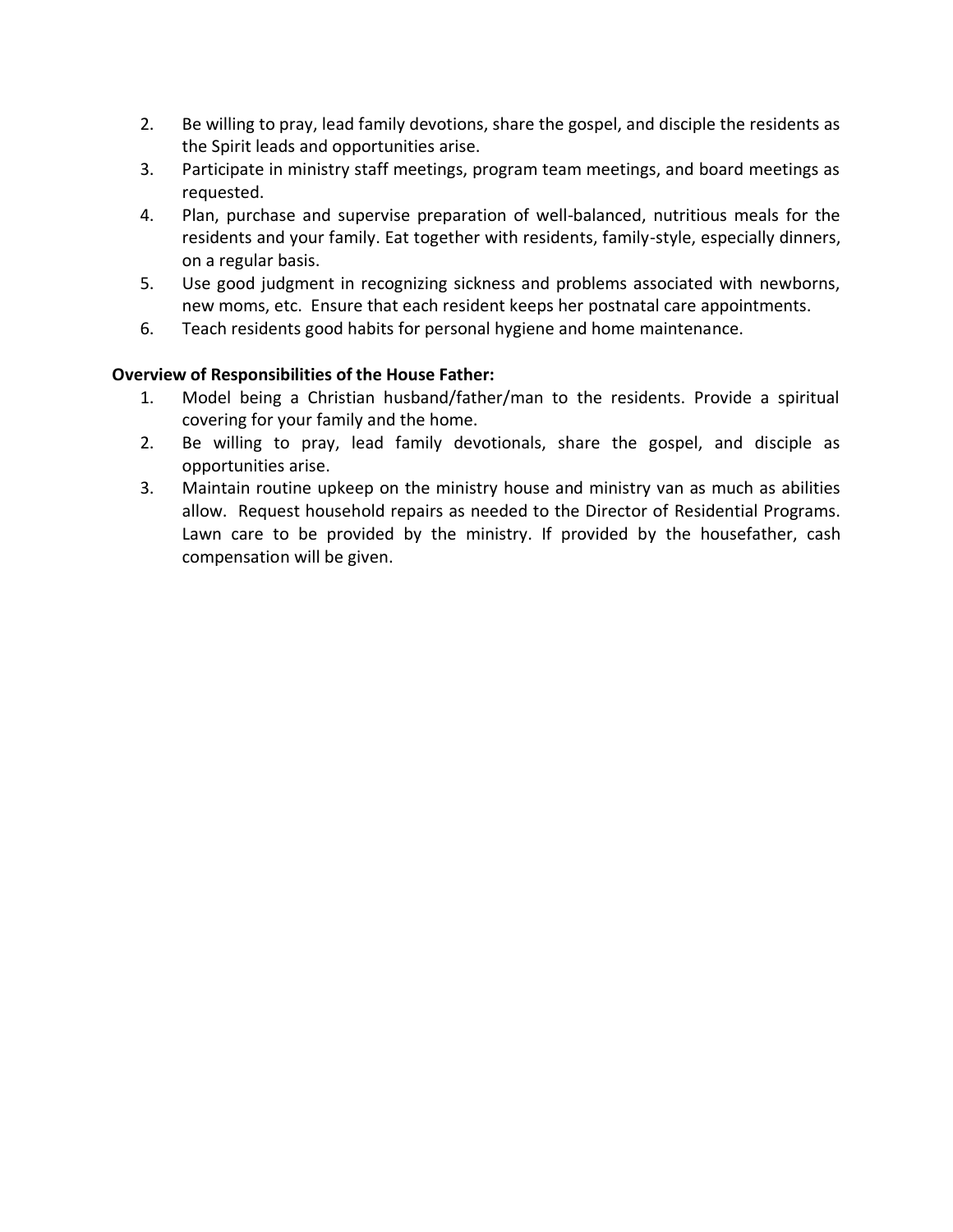2. Be willing to pray, lead family devotions, share the gospel, and disciple the residents as the Spirit leads and opportunities arise.
3. Participate in ministry staff meetings, program team meetings, and board meetings as requested.
4. Plan, purchase and supervise preparation of well-balanced, nutritious meals for the residents and your family. Eat together with residents, family-style, especially dinners, on a regular basis.
5. Use good judgment in recognizing sickness and problems associated with newborns, new moms, etc. Ensure that each resident keeps her postnatal care appointments.
6. Teach residents good habits for personal hygiene and home maintenance.

**Overview of Responsibilities of the House Father:**

1. Model being a Christian husband/father/man to the residents. Provide a spiritual covering for your family and the home.
2. Be willing to pray, lead family devotionals, share the gospel, and disciple as opportunities arise.
3. Maintain routine upkeep on the ministry house and ministry van as much as abilities allow. Request household repairs as needed to the Director of Residential Programs. Lawn care to be provided by the ministry. If provided by the housefather, cash compensation will be given.